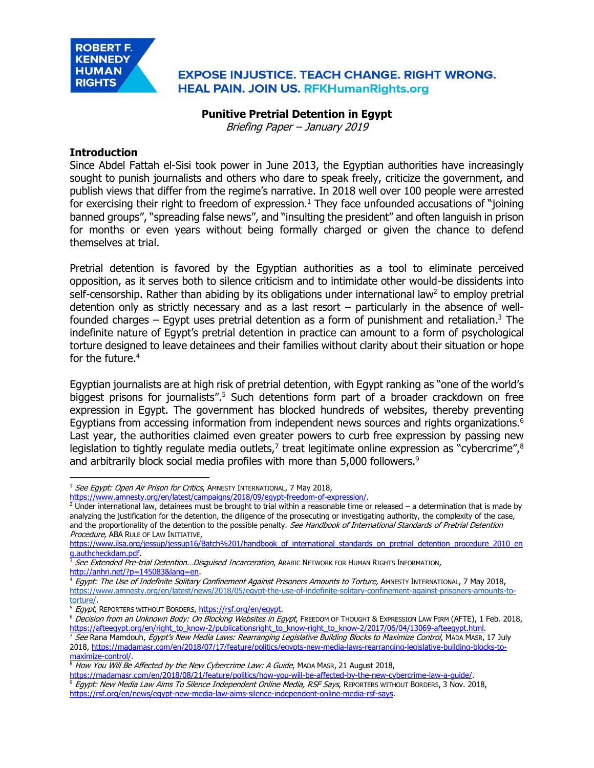ROBERT F. KENNEDY HUMAN RIGHTS

EXPOSE INJUSTICE. TEACH CHANGE. RIGHT WRONG. HEAL PAIN. JOIN US. RFKHumanRights.org

# Punitive Pretrial Detention in Egypt

*Briefing Paper – January 2019*

## Introduction

Since Abdel Fattah el-Sisi took power in June 2013, the Egyptian authorities have increasingly sought to punish journalists and others who dare to speak freely, criticize the government, and publish views that differ from the regime's narrative. In 2018 well over 100 people were arrested for exercising their right to freedom of expression.[1] They face unfounded accusations of "joining banned groups", "spreading false news", and "insulting the president" and often languish in prison for months or even years without being formally charged or given the chance to defend themselves at trial.

Pretrial detention is favored by the Egyptian authorities as a tool to eliminate perceived opposition, as it serves both to silence criticism and to intimidate other would-be dissidents into self-censorship. Rather than abiding by its obligations under international law[2] to employ pretrial detention only as strictly necessary and as a last resort – particularly in the absence of well-founded charges – Egypt uses pretrial detention as a form of punishment and retaliation.[3] The indefinite nature of Egypt's pretrial detention in practice can amount to a form of psychological torture designed to leave detainees and their families without clarity about their situation or hope for the future.[4]

Egyptian journalists are at high risk of pretrial detention, with Egypt ranking as "one of the world's biggest prisons for journalists".[5] Such detentions form part of a broader crackdown on free expression in Egypt. The government has blocked hundreds of websites, thereby preventing Egyptians from accessing information from independent news sources and rights organizations.[6] Last year, the authorities claimed even greater powers to curb free expression by passing new legislation to tightly regulate media outlets,[7] treat legitimate online expression as "cybercrime",[8] and arbitrarily block social media profiles with more than 5,000 followers.[9]

---

[1] *See Egypt: Open Air Prison for Critics*, AMNESTY INTERNATIONAL, 7 May 2018, https://www.amnesty.org/en/latest/campaigns/2018/09/egypt-freedom-of-expression/.

[2] Under international law, detainees must be brought to trial within a reasonable time or released – a determination that is made by analyzing the justification for the detention, the diligence of the prosecuting or investigating authority, the complexity of the case, and the proportionality of the detention to the possible penalty. *See Handbook of International Standards of Pretrial Detention Procedure,* ABA RULE OF LAW INITIATIVE, https://www.ilsa.org/jessup/jessup16/Batch%201/handbook_of_international_standards_on_pretrial_detention_procedure_2010_eng.authcheckdam.pdf.

[3] *See Extended Pre-trial Detention…Disguised Incarceration*, ARABIC NETWORK FOR HUMAN RIGHTS INFORMATION, http://anhri.net/?p=145083&lang=en.

[4] *Egypt: The Use of Indefinite Solitary Confinement Against Prisoners Amounts to Torture,* AMNESTY INTERNATIONAL, 7 May 2018, https://www.amnesty.org/en/latest/news/2018/05/egypt-the-use-of-indefinite-solitary-confinement-against-prisoners-amounts-to-torture/.

[5] *Egypt*, REPORTERS WITHOUT BORDERS, https://rsf.org/en/egypt.

[6] *Decision from an Unknown Body: On Blocking Websites in Egypt*, FREEDOM OF THOUGHT & EXPRESSION LAW FIRM (AFTE), 1 Feb. 2018, https://afteegypt.org/en/right_to_know-2/publicationsright_to_know-right_to_know-2/2017/06/04/13069-afteegypt.html.

[7] *See* Rana Mamdouh, *Egypt's New Media Laws: Rearranging Legislative Building Blocks to Maximize Control*, MADA MASR, 17 July 2018, https://madamasr.com/en/2018/07/17/feature/politics/egypts-new-media-laws-rearranging-legislative-building-blocks-to-maximize-control/.

[8] *How You Will Be Affected by the New Cybercrime Law: A Guide*, MADA MASR, 21 August 2018, https://madamasr.com/en/2018/08/21/feature/politics/how-you-will-be-affected-by-the-new-cybercrime-law-a-guide/.

[9] *Egypt: New Media Law Aims To Silence Independent Online Media, RSF Says*, REPORTERS WITHOUT BORDERS, 3 Nov. 2018, https://rsf.org/en/news/egypt-new-media-law-aims-silence-independent-online-media-rsf-says.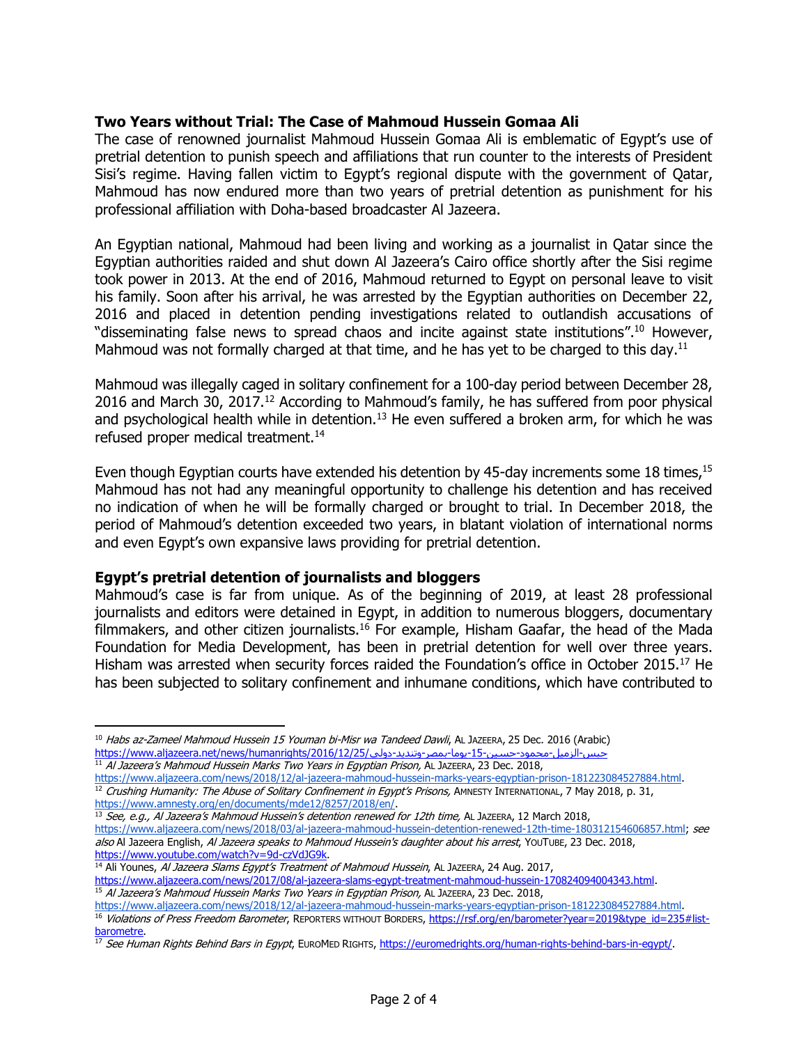**Two Years without Trial: The Case of Mahmoud Hussein Gomaa Ali**

The case of renowned journalist Mahmoud Hussein Gomaa Ali is emblematic of Egypt's use of pretrial detention to punish speech and affiliations that run counter to the interests of President Sisi's regime. Having fallen victim to Egypt's regional dispute with the government of Qatar, Mahmoud has now endured more than two years of pretrial detention as punishment for his professional affiliation with Doha-based broadcaster Al Jazeera.

An Egyptian national, Mahmoud had been living and working as a journalist in Qatar since the Egyptian authorities raided and shut down Al Jazeera's Cairo office shortly after the Sisi regime took power in 2013. At the end of 2016, Mahmoud returned to Egypt on personal leave to visit his family. Soon after his arrival, he was arrested by the Egyptian authorities on December 22, 2016 and placed in detention pending investigations related to outlandish accusations of "disseminating false news to spread chaos and incite against state institutions".[10] However, Mahmoud was not formally charged at that time, and he has yet to be charged to this day.[11]

Mahmoud was illegally caged in solitary confinement for a 100-day period between December 28, 2016 and March 30, 2017.[12] According to Mahmoud's family, he has suffered from poor physical and psychological health while in detention.[13] He even suffered a broken arm, for which he was refused proper medical treatment.[14]

Even though Egyptian courts have extended his detention by 45-day increments some 18 times,[15] Mahmoud has not had any meaningful opportunity to challenge his detention and has received no indication of when he will be formally charged or brought to trial. In December 2018, the period of Mahmoud's detention exceeded two years, in blatant violation of international norms and even Egypt's own expansive laws providing for pretrial detention.

**Egypt's pretrial detention of journalists and bloggers**

Mahmoud's case is far from unique. As of the beginning of 2019, at least 28 professional journalists and editors were detained in Egypt, in addition to numerous bloggers, documentary filmmakers, and other citizen journalists.[16] For example, Hisham Gaafar, the head of the Mada Foundation for Media Development, has been in pretrial detention for well over three years. Hisham was arrested when security forces raided the Foundation's office in October 2015.[17] He has been subjected to solitary confinement and inhumane conditions, which have contributed to

---

[10] *Habs az-Zameel Mahmoud Hussein 15 Youman bi-Misr wa Tandeed Dawli*, AL JAZEERA, 25 Dec. 2016 (Arabic) https://www.aljazeera.net/news/humanrights/2016/12/25/حبس-الزميل-محمود-حسين-15-يوما-بمصر-وتنديد-دولي

[11] *Al Jazeera's Mahmoud Hussein Marks Two Years in Egyptian Prison*, AL JAZEERA, 23 Dec. 2018, https://www.aljazeera.com/news/2018/12/al-jazeera-mahmoud-hussein-marks-years-egyptian-prison-181223084527884.html.

[12] *Crushing Humanity: The Abuse of Solitary Confinement in Egypt's Prisons*, AMNESTY INTERNATIONAL, 7 May 2018, p. 31, https://www.amnesty.org/en/documents/mde12/8257/2018/en/.

[13] *See, e.g., Al Jazeera's Mahmoud Hussein's detention renewed for 12th time*, AL JAZEERA, 12 March 2018, https://www.aljazeera.com/news/2018/03/al-jazeera-mahmoud-hussein-detention-renewed-12th-time-180312154606857.html; *see also* Al Jazeera English, *Al Jazeera speaks to Mahmoud Hussein's daughter about his arrest*, YOUTUBE, 23 Dec. 2018, https://www.youtube.com/watch?v=9d-czVdJG9k.

[14] Ali Younes, *Al Jazeera Slams Egypt's Treatment of Mahmoud Hussein*, AL JAZEERA, 24 Aug. 2017, https://www.aljazeera.com/news/2017/08/al-jazeera-slams-egypt-treatment-mahmoud-hussein-170824094004343.html.

[15] *Al Jazeera's Mahmoud Hussein Marks Two Years in Egyptian Prison*, AL JAZEERA, 23 Dec. 2018, https://www.aljazeera.com/news/2018/12/al-jazeera-mahmoud-hussein-marks-years-egyptian-prison-181223084527884.html.

[16] *Violations of Press Freedom Barometer*, REPORTERS WITHOUT BORDERS, https://rsf.org/en/barometer?year=2019&type_id=235#list-barometre.

[17] *See Human Rights Behind Bars in Egypt*, EUROMED RIGHTS, https://euromedrights.org/human-rights-behind-bars-in-egypt/.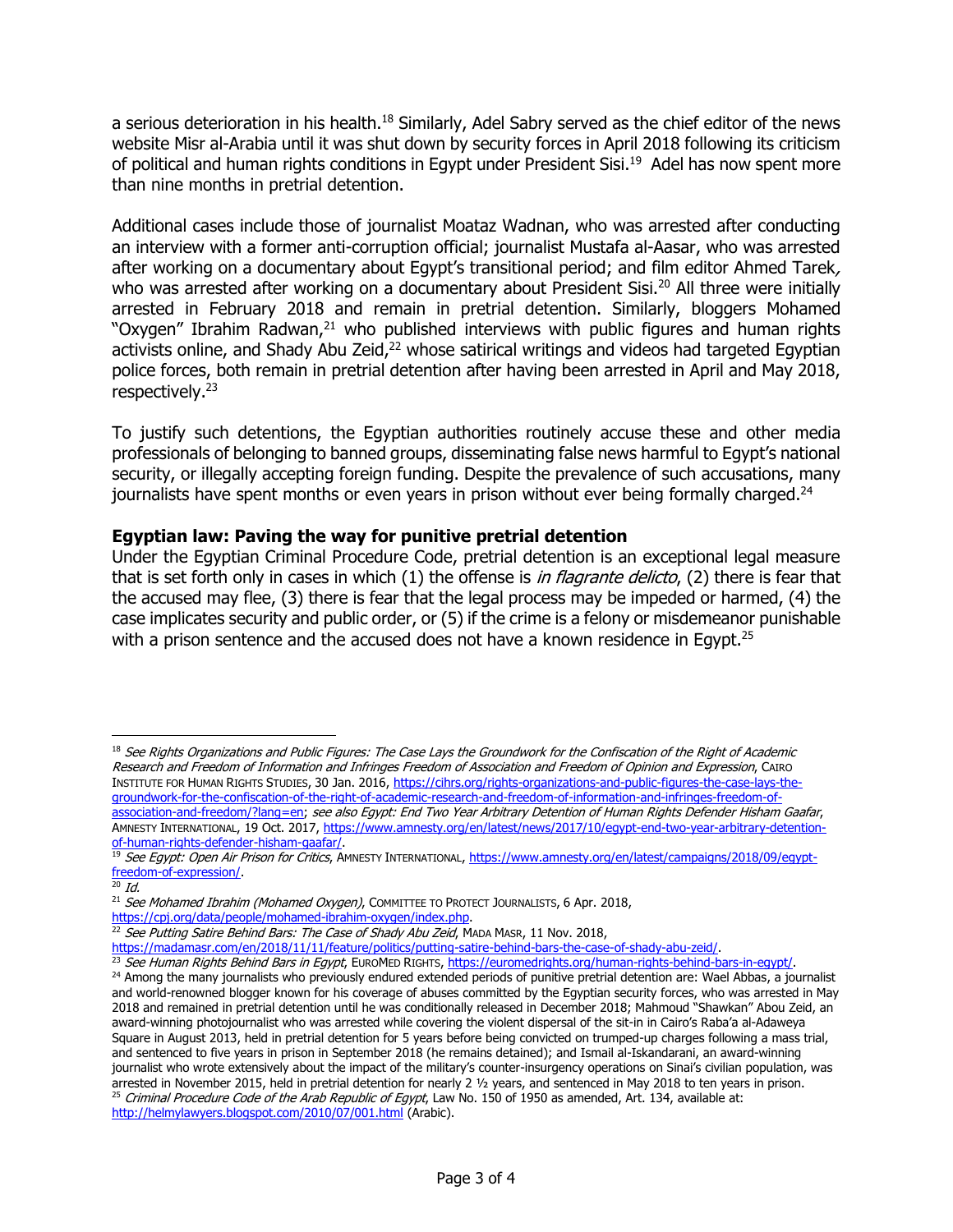a serious deterioration in his health.[18] Similarly, Adel Sabry served as the chief editor of the news website Misr al-Arabia until it was shut down by security forces in April 2018 following its criticism of political and human rights conditions in Egypt under President Sisi.[19] Adel has now spent more than nine months in pretrial detention.

Additional cases include those of journalist Moataz Wadnan, who was arrested after conducting an interview with a former anti-corruption official; journalist Mustafa al-Aasar, who was arrested after working on a documentary about Egypt's transitional period; and film editor Ahmed Tarek, who was arrested after working on a documentary about President Sisi.[20] All three were initially arrested in February 2018 and remain in pretrial detention. Similarly, bloggers Mohamed "Oxygen" Ibrahim Radwan,[21] who published interviews with public figures and human rights activists online, and Shady Abu Zeid,[22] whose satirical writings and videos had targeted Egyptian police forces, both remain in pretrial detention after having been arrested in April and May 2018, respectively.[23]

To justify such detentions, the Egyptian authorities routinely accuse these and other media professionals of belonging to banned groups, disseminating false news harmful to Egypt's national security, or illegally accepting foreign funding. Despite the prevalence of such accusations, many journalists have spent months or even years in prison without ever being formally charged.[24]

**Egyptian law: Paving the way for punitive pretrial detention**

Under the Egyptian Criminal Procedure Code, pretrial detention is an exceptional legal measure that is set forth only in cases in which (1) the offense is *in flagrante delicto*, (2) there is fear that the accused may flee, (3) there is fear that the legal process may be impeded or harmed, (4) the case implicates security and public order, or (5) if the crime is a felony or misdemeanor punishable with a prison sentence and the accused does not have a known residence in Egypt.[25]

---

[18] *See Rights Organizations and Public Figures: The Case Lays the Groundwork for the Confiscation of the Right of Academic Research and Freedom of Information and Infringes Freedom of Association and Freedom of Opinion and Expression*, CAIRO INSTITUTE FOR HUMAN RIGHTS STUDIES, 30 Jan. 2016, https://cihrs.org/rights-organizations-and-public-figures-the-case-lays-the-groundwork-for-the-confiscation-of-the-right-of-academic-research-and-freedom-of-information-and-infringes-freedom-of-association-and-freedom/?lang=en; *see also Egypt: End Two Year Arbitrary Detention of Human Rights Defender Hisham Gaafar*, AMNESTY INTERNATIONAL, 19 Oct. 2017, https://www.amnesty.org/en/latest/news/2017/10/egypt-end-two-year-arbitrary-detention-of-human-rights-defender-hisham-gaafar/.

[19] *See Egypt: Open Air Prison for Critics*, AMNESTY INTERNATIONAL, https://www.amnesty.org/en/latest/campaigns/2018/09/egypt-freedom-of-expression/.

[20] *Id.*

[21] *See Mohamed Ibrahim (Mohamed Oxygen)*, COMMITTEE TO PROTECT JOURNALISTS, 6 Apr. 2018, https://cpj.org/data/people/mohamed-ibrahim-oxygen/index.php.

[22] *See Putting Satire Behind Bars: The Case of Shady Abu Zeid*, MADA MASR, 11 Nov. 2018, https://madamasr.com/en/2018/11/11/feature/politics/putting-satire-behind-bars-the-case-of-shady-abu-zeid/.

[23] *See Human Rights Behind Bars in Egypt*, EUROMED RIGHTS, https://euromedrights.org/human-rights-behind-bars-in-egypt/.

[24] Among the many journalists who previously endured extended periods of punitive pretrial detention are: Wael Abbas, a journalist and world-renowned blogger known for his coverage of abuses committed by the Egyptian security forces, who was arrested in May 2018 and remained in pretrial detention until he was conditionally released in December 2018; Mahmoud "Shawkan" Abou Zeid, an award-winning photojournalist who was arrested while covering the violent dispersal of the sit-in in Cairo's Raba'a al-Adaweya Square in August 2013, held in pretrial detention for 5 years before being convicted on trumped-up charges following a mass trial, and sentenced to five years in prison in September 2018 (he remains detained); and Ismail al-Iskandarani, an award-winning journalist who wrote extensively about the impact of the military's counter-insurgency operations on Sinai's civilian population, was arrested in November 2015, held in pretrial detention for nearly 2 ½ years, and sentenced in May 2018 to ten years in prison.

[25] *Criminal Procedure Code of the Arab Republic of Egypt*, Law No. 150 of 1950 as amended, Art. 134, available at: http://helmylawyers.blogspot.com/2010/07/001.html (Arabic).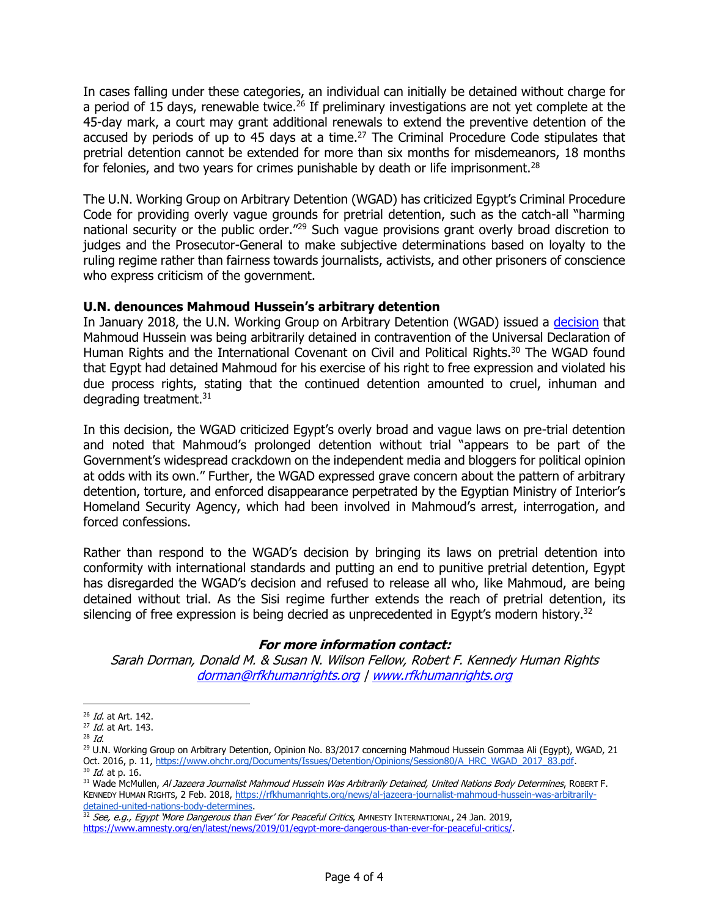In cases falling under these categories, an individual can initially be detained without charge for a period of 15 days, renewable twice.[26] If preliminary investigations are not yet complete at the 45-day mark, a court may grant additional renewals to extend the preventive detention of the accused by periods of up to 45 days at a time.[27] The Criminal Procedure Code stipulates that pretrial detention cannot be extended for more than six months for misdemeanors, 18 months for felonies, and two years for crimes punishable by death or life imprisonment.[28]

The U.N. Working Group on Arbitrary Detention (WGAD) has criticized Egypt's Criminal Procedure Code for providing overly vague grounds for pretrial detention, such as the catch-all "harming national security or the public order."[29] Such vague provisions grant overly broad discretion to judges and the Prosecutor-General to make subjective determinations based on loyalty to the ruling regime rather than fairness towards journalists, activists, and other prisoners of conscience who express criticism of the government.

**U.N. denounces Mahmoud Hussein's arbitrary detention**

In January 2018, the U.N. Working Group on Arbitrary Detention (WGAD) issued a decision that Mahmoud Hussein was being arbitrarily detained in contravention of the Universal Declaration of Human Rights and the International Covenant on Civil and Political Rights.[30] The WGAD found that Egypt had detained Mahmoud for his exercise of his right to free expression and violated his due process rights, stating that the continued detention amounted to cruel, inhuman and degrading treatment.[31]

In this decision, the WGAD criticized Egypt's overly broad and vague laws on pre-trial detention and noted that Mahmoud's prolonged detention without trial "appears to be part of the Government's widespread crackdown on the independent media and bloggers for political opinion at odds with its own." Further, the WGAD expressed grave concern about the pattern of arbitrary detention, torture, and enforced disappearance perpetrated by the Egyptian Ministry of Interior's Homeland Security Agency, which had been involved in Mahmoud's arrest, interrogation, and forced confessions.

Rather than respond to the WGAD's decision by bringing its laws on pretrial detention into conformity with international standards and putting an end to punitive pretrial detention, Egypt has disregarded the WGAD's decision and refused to release all who, like Mahmoud, are being detained without trial. As the Sisi regime further extends the reach of pretrial detention, its silencing of free expression is being decried as unprecedented in Egypt's modern history.[32]

***For more information contact:***

*Sarah Dorman, Donald M. & Susan N. Wilson Fellow, Robert F. Kennedy Human Rights*
*dorman@rfkhumanrights.org | www.rfkhumanrights.org*

---

[26] *Id.* at Art. 142.

[27] *Id.* at Art. 143.

[28] *Id.*

[29] U.N. Working Group on Arbitrary Detention, Opinion No. 83/2017 concerning Mahmoud Hussein Gommaa Ali (Egypt), WGAD, 21 Oct. 2016, p. 11, https://www.ohchr.org/Documents/Issues/Detention/Opinions/Session80/A_HRC_WGAD_2017_83.pdf.

[30] *Id.* at p. 16.

[31] Wade McMullen, *Al Jazeera Journalist Mahmoud Hussein Was Arbitrarily Detained, United Nations Body Determines*, Robert F. Kennedy Human Rights, 2 Feb. 2018, https://rfkhumanrights.org/news/al-jazeera-journalist-mahmoud-hussein-was-arbitrarily-detained-united-nations-body-determines.

[32] *See, e.g., Egypt 'More Dangerous than Ever' for Peaceful Critics*, Amnesty International, 24 Jan. 2019, https://www.amnesty.org/en/latest/news/2019/01/egypt-more-dangerous-than-ever-for-peaceful-critics/.